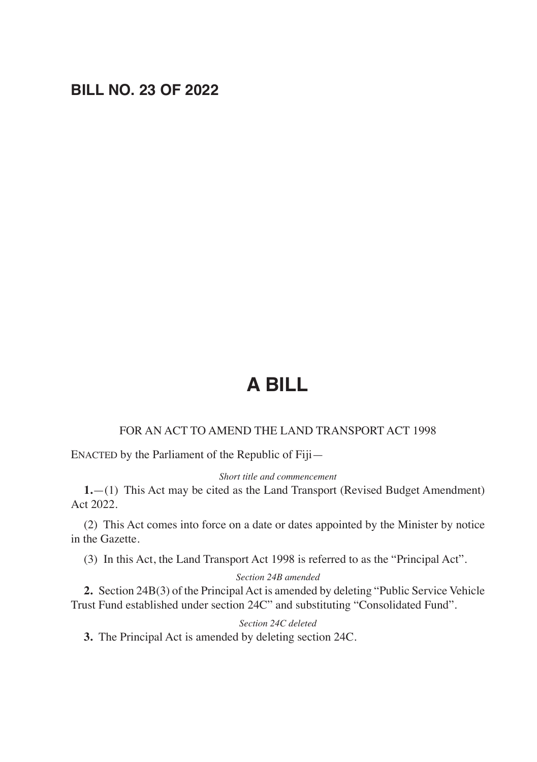# BILL NO. 23 OF 2022

# A BILL

FOR AN ACT TO AMEND THE LAND TRANSPORT ACT 1998

ENACTED by the Parliament of the Republic of Fiji—

*Short title and commencement*

**1.**—(1) This Act may be cited as the Land Transport (Revised Budget Amendment) Act 2022.

(2) This Act comes into force on a date or dates appointed by the Minister by notice in the Gazette.

(3) In this Act, the Land Transport Act 1998 is referred to as the "Principal Act".

*Section 24B amended*

**2.** Section 24B(3) of the Principal Act is amended by deleting "Public Service Vehicle Trust Fund established under section 24C" and substituting "Consolidated Fund".

*Section 24C deleted*

**3.** The Principal Act is amended by deleting section 24C.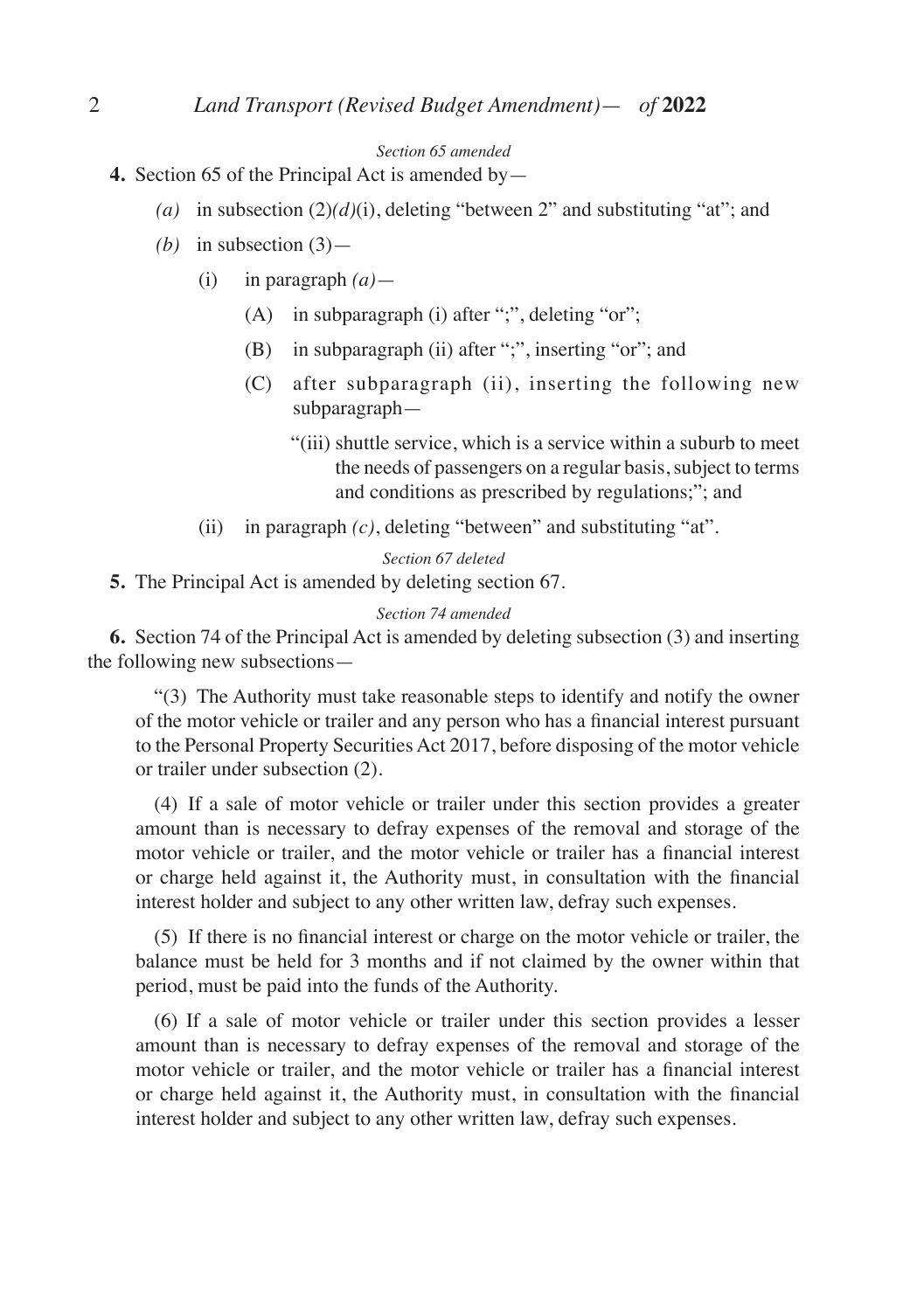*Section 65 amended*

**4.** Section 65 of the Principal Act is amended by—

*(a)* in subsection (2)*(d)*(i), deleting "between 2" and substituting "at"; and

*(b)* in subsection (3)—

(i) in paragraph *(a)*—

(A) in subparagraph (i) after ";", deleting "or";

(B) in subparagraph (ii) after ";", inserting "or"; and

(C) after subparagraph (ii), inserting the following new subparagraph—

"(iii) shuttle service, which is a service within a suburb to meet the needs of passengers on a regular basis, subject to terms and conditions as prescribed by regulations;"; and

(ii) in paragraph *(c)*, deleting "between" and substituting "at".

*Section 67 deleted*

**5.** The Principal Act is amended by deleting section 67.

*Section 74 amended*

**6.** Section 74 of the Principal Act is amended by deleting subsection (3) and inserting the following new subsections—

"(3) The Authority must take reasonable steps to identify and notify the owner of the motor vehicle or trailer and any person who has a financial interest pursuant to the Personal Property Securities Act 2017, before disposing of the motor vehicle or trailer under subsection (2).

(4) If a sale of motor vehicle or trailer under this section provides a greater amount than is necessary to defray expenses of the removal and storage of the motor vehicle or trailer, and the motor vehicle or trailer has a financial interest or charge held against it, the Authority must, in consultation with the financial interest holder and subject to any other written law, defray such expenses.

(5) If there is no financial interest or charge on the motor vehicle or trailer, the balance must be held for 3 months and if not claimed by the owner within that period, must be paid into the funds of the Authority.

(6) If a sale of motor vehicle or trailer under this section provides a lesser amount than is necessary to defray expenses of the removal and storage of the motor vehicle or trailer, and the motor vehicle or trailer has a financial interest or charge held against it, the Authority must, in consultation with the financial interest holder and subject to any other written law, defray such expenses.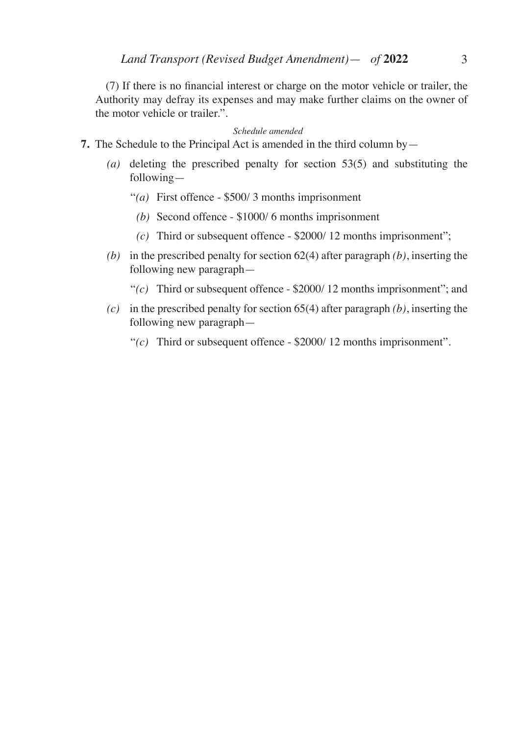(7) If there is no financial interest or charge on the motor vehicle or trailer, the Authority may defray its expenses and may make further claims on the owner of the motor vehicle or trailer.".

*Schedule amended*

**7.** The Schedule to the Principal Act is amended in the third column by—

*(a)* deleting the prescribed penalty for section 53(5) and substituting the following—

"*(a)* First offence - $500/ 3 months imprisonment

*(b)* Second offence - $1000/ 6 months imprisonment

*(c)* Third or subsequent offence - $2000/ 12 months imprisonment";

*(b)* in the prescribed penalty for section 62(4) after paragraph *(b)*, inserting the following new paragraph—

"*(c)* Third or subsequent offence - $2000/ 12 months imprisonment"; and

*(c)* in the prescribed penalty for section 65(4) after paragraph *(b)*, inserting the following new paragraph—

"*(c)* Third or subsequent offence - $2000/ 12 months imprisonment".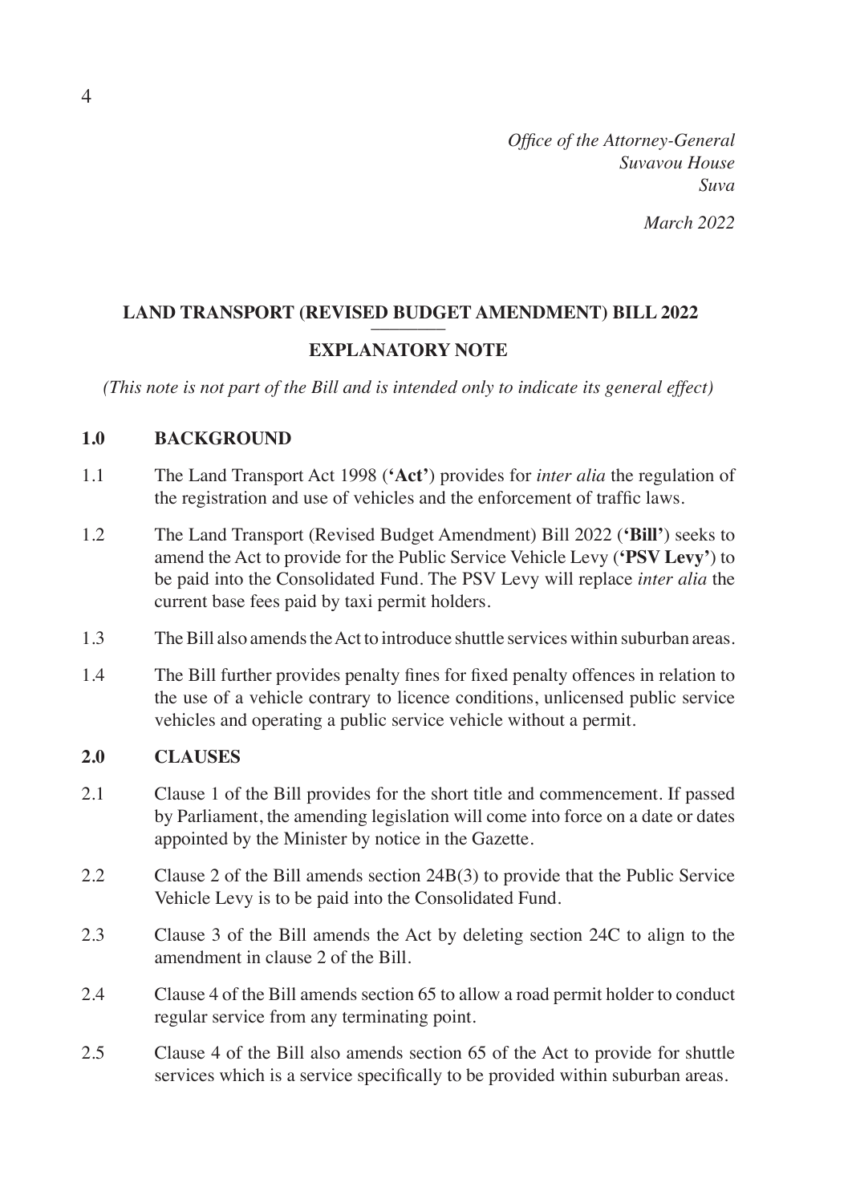*Office of the Attorney-General*
*Suvavou House*
*Suva*

*March 2022*

## LAND TRANSPORT (REVISED BUDGET AMENDMENT) BILL 2022

## EXPLANATORY NOTE

*(This note is not part of the Bill and is intended only to indicate its general effect)*

### 1.0 BACKGROUND

1.1 The Land Transport Act 1998 (**'Act'**) provides for *inter alia* the regulation of the registration and use of vehicles and the enforcement of traffic laws.

1.2 The Land Transport (Revised Budget Amendment) Bill 2022 (**'Bill'**) seeks to amend the Act to provide for the Public Service Vehicle Levy (**'PSV Levy'**) to be paid into the Consolidated Fund. The PSV Levy will replace *inter alia* the current base fees paid by taxi permit holders.

1.3 The Bill also amends the Act to introduce shuttle services within suburban areas.

1.4 The Bill further provides penalty fines for fixed penalty offences in relation to the use of a vehicle contrary to licence conditions, unlicensed public service vehicles and operating a public service vehicle without a permit.

### 2.0 CLAUSES

2.1 Clause 1 of the Bill provides for the short title and commencement. If passed by Parliament, the amending legislation will come into force on a date or dates appointed by the Minister by notice in the Gazette.

2.2 Clause 2 of the Bill amends section 24B(3) to provide that the Public Service Vehicle Levy is to be paid into the Consolidated Fund.

2.3 Clause 3 of the Bill amends the Act by deleting section 24C to align to the amendment in clause 2 of the Bill.

2.4 Clause 4 of the Bill amends section 65 to allow a road permit holder to conduct regular service from any terminating point.

2.5 Clause 4 of the Bill also amends section 65 of the Act to provide for shuttle services which is a service specifically to be provided within suburban areas.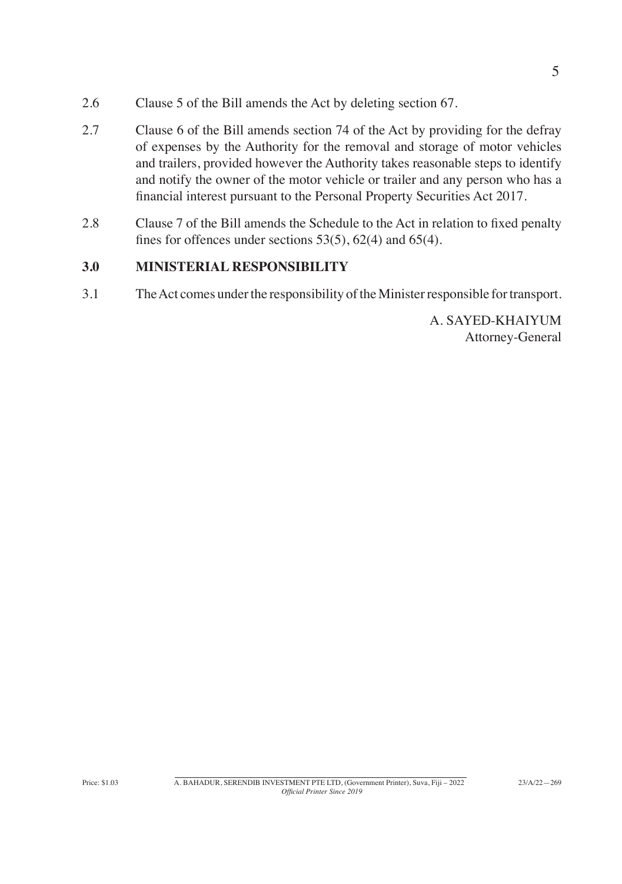2.6 Clause 5 of the Bill amends the Act by deleting section 67.

2.7 Clause 6 of the Bill amends section 74 of the Act by providing for the defray of expenses by the Authority for the removal and storage of motor vehicles and trailers, provided however the Authority takes reasonable steps to identify and notify the owner of the motor vehicle or trailer and any person who has a financial interest pursuant to the Personal Property Securities Act 2017.

2.8 Clause 7 of the Bill amends the Schedule to the Act in relation to fixed penalty fines for offences under sections 53(5), 62(4) and 65(4).

## 3.0 MINISTERIAL RESPONSIBILITY

3.1 The Act comes under the responsibility of the Minister responsible for transport.

A. SAYED-KHAIYUM
Attorney-General

Price: $1.03

A. BAHADUR, SERENDIB INVESTMENT PTE LTD, (Government Printer), Suva, Fiji – 2022
*Official Printer Since 2019*

23/A/22—269